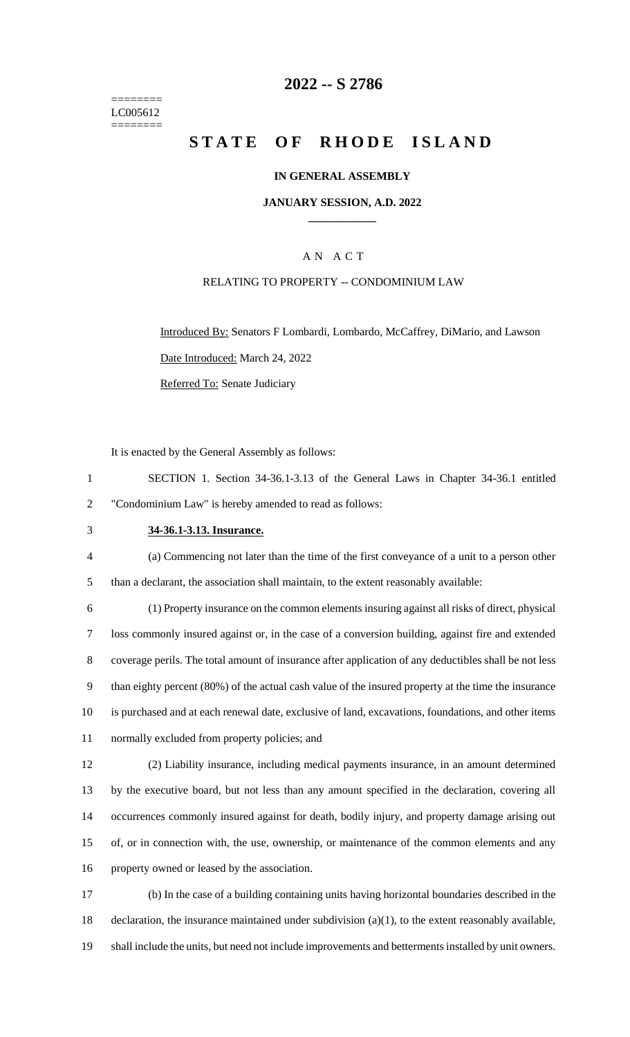========
LC005612
========

# 2022 -- S 2786

# STATE OF RHODE ISLAND

**IN GENERAL ASSEMBLY**

**JANUARY SESSION, A.D. 2022**

A N A C T

RELATING TO PROPERTY -- CONDOMINIUM LAW

Introduced By: Senators F Lombardi, Lombardo, McCaffrey, DiMario, and Lawson

Date Introduced: March 24, 2022

Referred To: Senate Judiciary

It is enacted by the General Assembly as follows:

1 SECTION 1. Section 34-36.1-3.13 of the General Laws in Chapter 34-36.1 entitled
2 "Condominium Law" is hereby amended to read as follows:

3 **34-36.1-3.13. Insurance.**

4 (a) Commencing not later than the time of the first conveyance of a unit to a person other
5 than a declarant, the association shall maintain, to the extent reasonably available:

6 (1) Property insurance on the common elements insuring against all risks of direct, physical
7 loss commonly insured against or, in the case of a conversion building, against fire and extended
8 coverage perils. The total amount of insurance after application of any deductibles shall be not less
9 than eighty percent (80%) of the actual cash value of the insured property at the time the insurance
10 is purchased and at each renewal date, exclusive of land, excavations, foundations, and other items
11 normally excluded from property policies; and

12 (2) Liability insurance, including medical payments insurance, in an amount determined
13 by the executive board, but not less than any amount specified in the declaration, covering all
14 occurrences commonly insured against for death, bodily injury, and property damage arising out
15 of, or in connection with, the use, ownership, or maintenance of the common elements and any
16 property owned or leased by the association.

17 (b) In the case of a building containing units having horizontal boundaries described in the
18 declaration, the insurance maintained under subdivision (a)(1), to the extent reasonably available,
19 shall include the units, but need not include improvements and betterments installed by unit owners.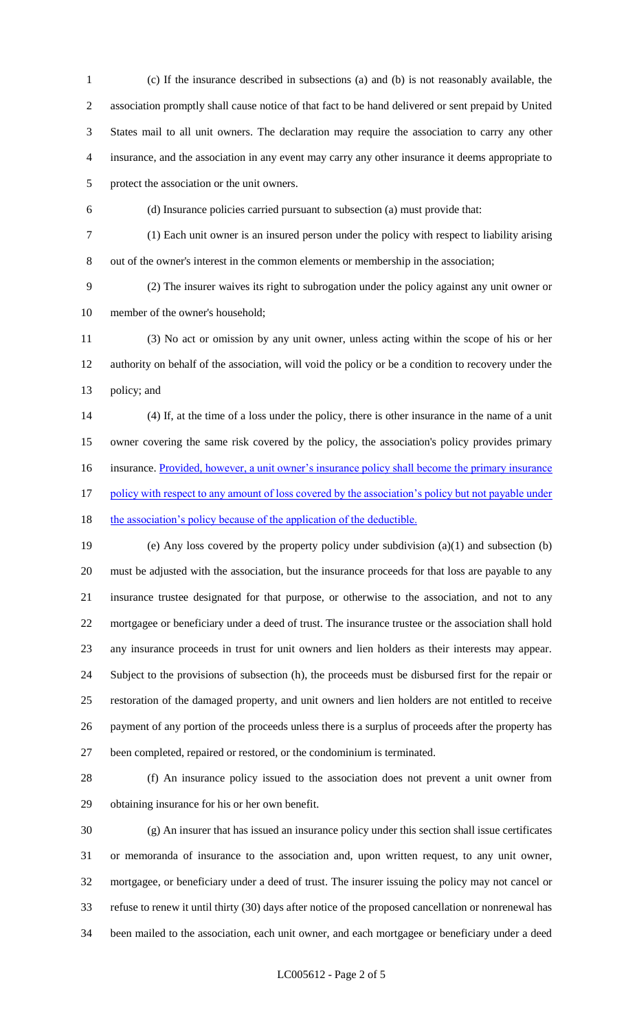(c) If the insurance described in subsections (a) and (b) is not reasonably available, the association promptly shall cause notice of that fact to be hand delivered or sent prepaid by United States mail to all unit owners. The declaration may require the association to carry any other insurance, and the association in any event may carry any other insurance it deems appropriate to protect the association or the unit owners.

(d) Insurance policies carried pursuant to subsection (a) must provide that:

(1) Each unit owner is an insured person under the policy with respect to liability arising out of the owner's interest in the common elements or membership in the association;

(2) The insurer waives its right to subrogation under the policy against any unit owner or member of the owner's household;

(3) No act or omission by any unit owner, unless acting within the scope of his or her authority on behalf of the association, will void the policy or be a condition to recovery under the policy; and

(4) If, at the time of a loss under the policy, there is other insurance in the name of a unit owner covering the same risk covered by the policy, the association's policy provides primary insurance. <u>Provided, however, a unit owner's insurance policy shall become the primary insurance policy with respect to any amount of loss covered by the association's policy but not payable under the association's policy because of the application of the deductible.</u>

(e) Any loss covered by the property policy under subdivision (a)(1) and subsection (b) must be adjusted with the association, but the insurance proceeds for that loss are payable to any insurance trustee designated for that purpose, or otherwise to the association, and not to any mortgagee or beneficiary under a deed of trust. The insurance trustee or the association shall hold any insurance proceeds in trust for unit owners and lien holders as their interests may appear. Subject to the provisions of subsection (h), the proceeds must be disbursed first for the repair or restoration of the damaged property, and unit owners and lien holders are not entitled to receive payment of any portion of the proceeds unless there is a surplus of proceeds after the property has been completed, repaired or restored, or the condominium is terminated.

(f) An insurance policy issued to the association does not prevent a unit owner from obtaining insurance for his or her own benefit.

(g) An insurer that has issued an insurance policy under this section shall issue certificates or memoranda of insurance to the association and, upon written request, to any unit owner, mortgagee, or beneficiary under a deed of trust. The insurer issuing the policy may not cancel or refuse to renew it until thirty (30) days after notice of the proposed cancellation or nonrenewal has been mailed to the association, each unit owner, and each mortgagee or beneficiary under a deed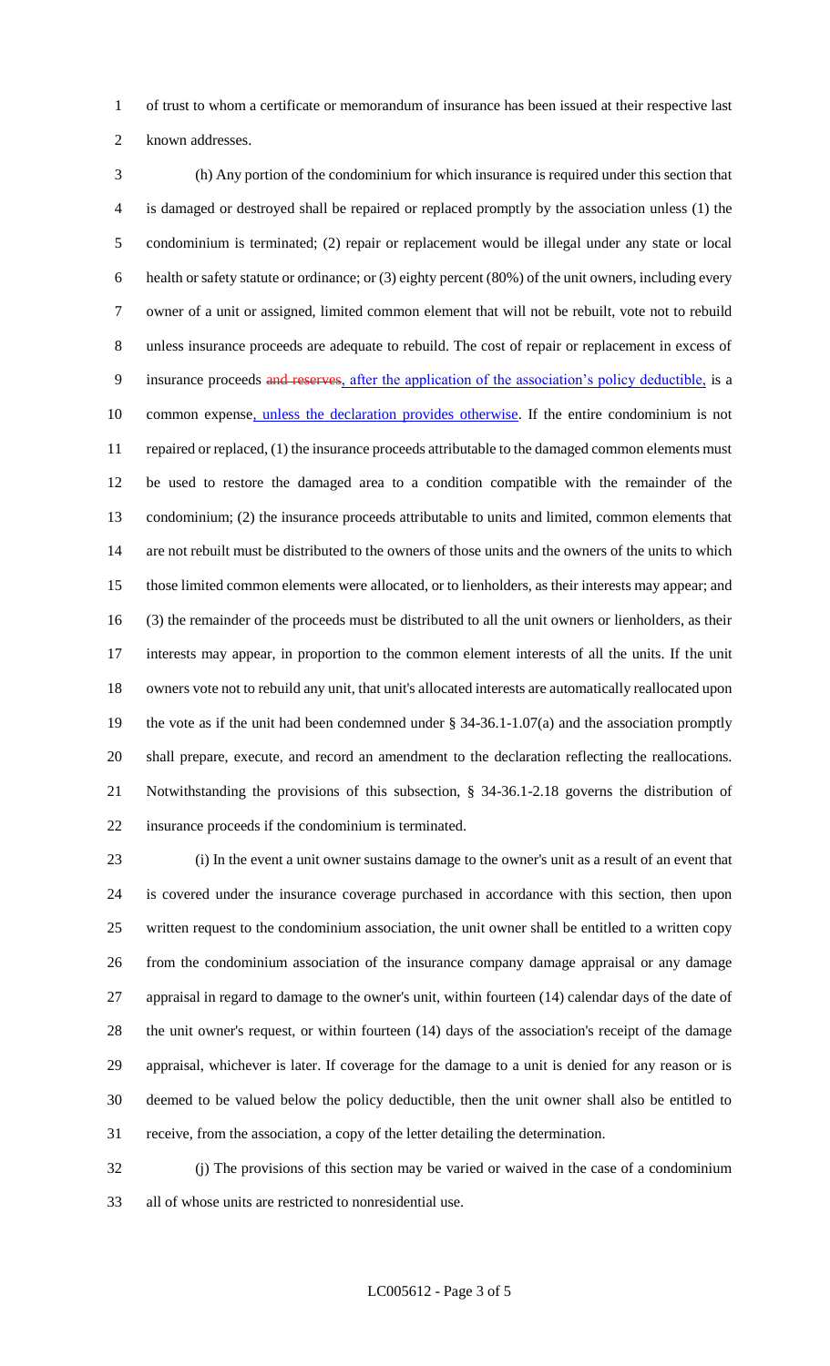of trust to whom a certificate or memorandum of insurance has been issued at their respective last known addresses.

(h) Any portion of the condominium for which insurance is required under this section that is damaged or destroyed shall be repaired or replaced promptly by the association unless (1) the condominium is terminated; (2) repair or replacement would be illegal under any state or local health or safety statute or ordinance; or (3) eighty percent (80%) of the unit owners, including every owner of a unit or assigned, limited common element that will not be rebuilt, vote not to rebuild unless insurance proceeds are adequate to rebuild. The cost of repair or replacement in excess of insurance proceeds ~~and reserves~~, after the application of the association's policy deductible, is a common expense, unless the declaration provides otherwise. If the entire condominium is not repaired or replaced, (1) the insurance proceeds attributable to the damaged common elements must be used to restore the damaged area to a condition compatible with the remainder of the condominium; (2) the insurance proceeds attributable to units and limited, common elements that are not rebuilt must be distributed to the owners of those units and the owners of the units to which those limited common elements were allocated, or to lienholders, as their interests may appear; and (3) the remainder of the proceeds must be distributed to all the unit owners or lienholders, as their interests may appear, in proportion to the common element interests of all the units. If the unit owners vote not to rebuild any unit, that unit's allocated interests are automatically reallocated upon the vote as if the unit had been condemned under § 34-36.1-1.07(a) and the association promptly shall prepare, execute, and record an amendment to the declaration reflecting the reallocations. Notwithstanding the provisions of this subsection, § 34-36.1-2.18 governs the distribution of insurance proceeds if the condominium is terminated.

(i) In the event a unit owner sustains damage to the owner's unit as a result of an event that is covered under the insurance coverage purchased in accordance with this section, then upon written request to the condominium association, the unit owner shall be entitled to a written copy from the condominium association of the insurance company damage appraisal or any damage appraisal in regard to damage to the owner's unit, within fourteen (14) calendar days of the date of the unit owner's request, or within fourteen (14) days of the association's receipt of the damage appraisal, whichever is later. If coverage for the damage to a unit is denied for any reason or is deemed to be valued below the policy deductible, then the unit owner shall also be entitled to receive, from the association, a copy of the letter detailing the determination.

(j) The provisions of this section may be varied or waived in the case of a condominium all of whose units are restricted to nonresidential use.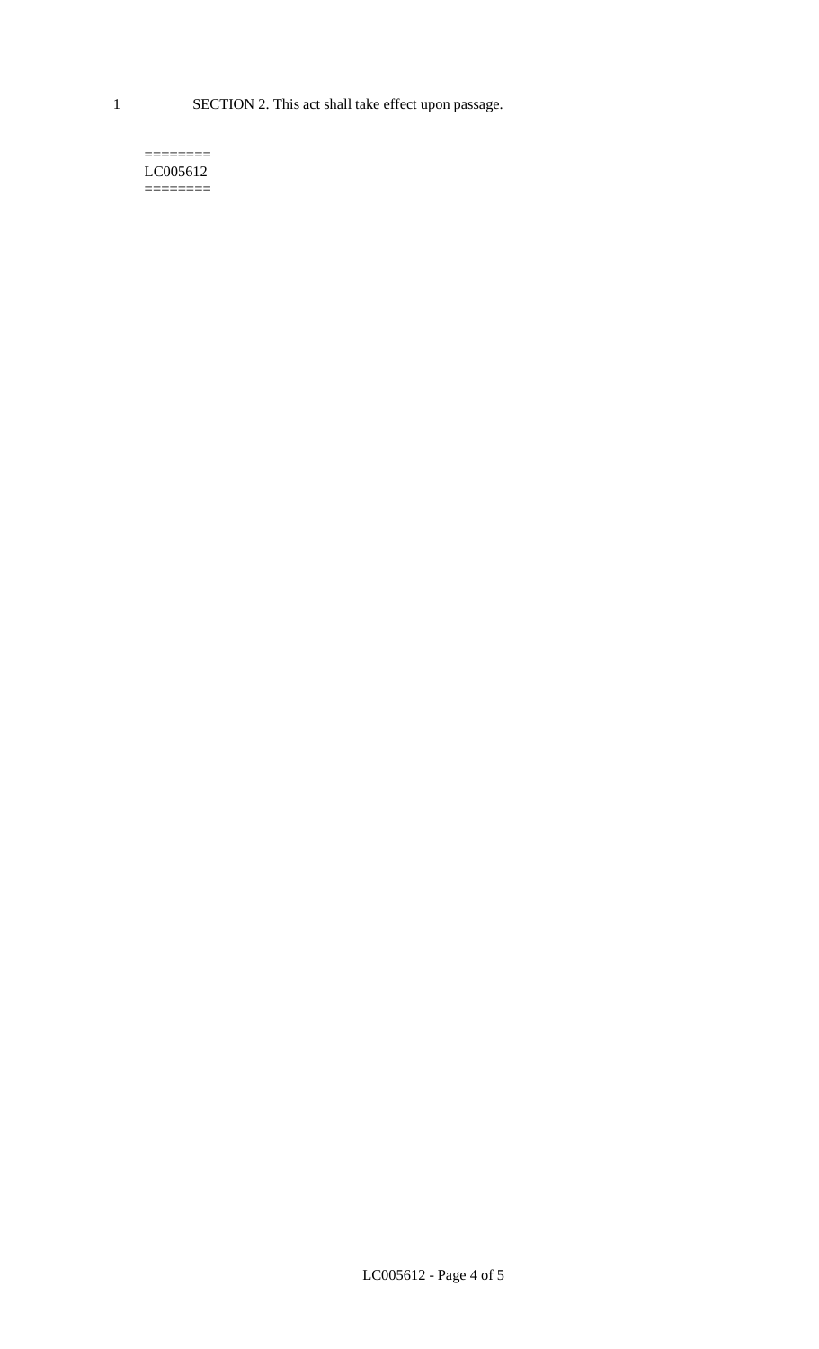1 SECTION 2. This act shall take effect upon passage.

========
LC005612
========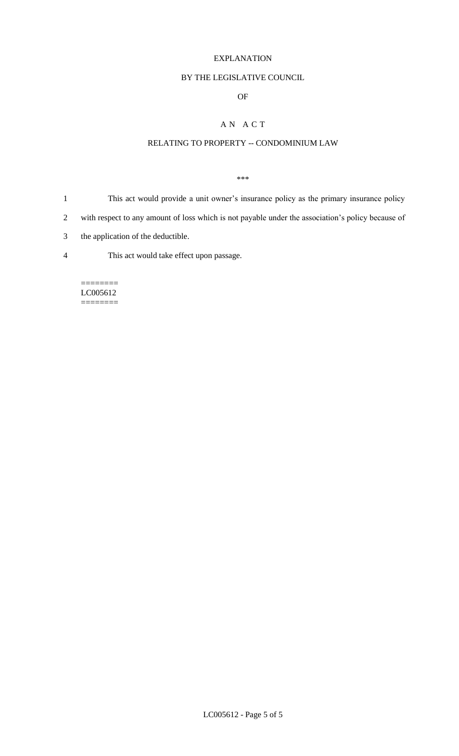EXPLANATION

BY THE LEGISLATIVE COUNCIL

OF

# A N A C T

RELATING TO PROPERTY -- CONDOMINIUM LAW

***

This act would provide a unit owner's insurance policy as the primary insurance policy with respect to any amount of loss which is not payable under the association's policy because of the application of the deductible.

This act would take effect upon passage.

========
LC005612
========